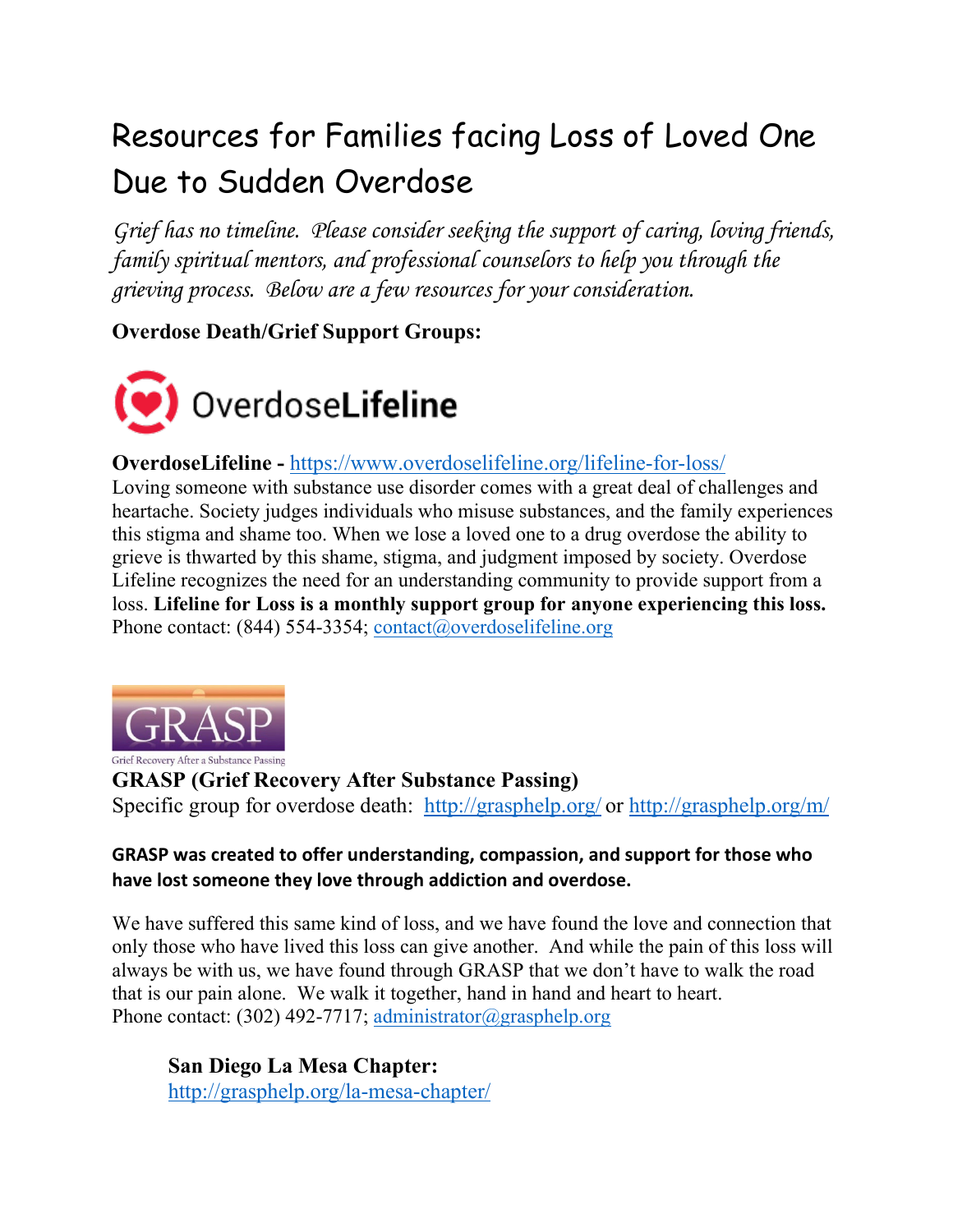# Resources for Families facing Loss of Loved One Due to Sudden Overdose

*Grief has no timeline. Please consider seeking the support of caring, loving friends, family spiritual mentors, and professional counselors to help you through the grieving process. Below are a few resources for your consideration.*

**Overdose Death/Grief Support Groups:**

OverdoseLifeline

**OverdoseLifeline -** https://www.overdoselifeline.org/lifeline-for-loss/

Loving someone with substance use disorder comes with a great deal of challenges and heartache. Society judges individuals who misuse substances, and the family experiences this stigma and shame too. When we lose a loved one to a drug overdose the ability to grieve is thwarted by this shame, stigma, and judgment imposed by society. Overdose Lifeline recognizes the need for an understanding community to provide support from a loss. **Lifeline for Loss is a monthly support group for anyone experiencing this loss.** Phone contact: (844) 554-3354; contact@overdoselifeline.org

GRASP
Grief Recovery After a Substance Passing

**GRASP (Grief Recovery After Substance Passing)**

Specific group for overdose death: http://grasphelp.org/ or http://grasphelp.org/m/

**GRASP was created to offer understanding, compassion, and support for those who have lost someone they love through addiction and overdose.**

We have suffered this same kind of loss, and we have found the love and connection that only those who have lived this loss can give another. And while the pain of this loss will always be with us, we have found through GRASP that we don't have to walk the road that is our pain alone. We walk it together, hand in hand and heart to heart.

Phone contact: (302) 492-7717; administrator@grasphelp.org

**San Diego La Mesa Chapter:**
http://grasphelp.org/la-mesa-chapter/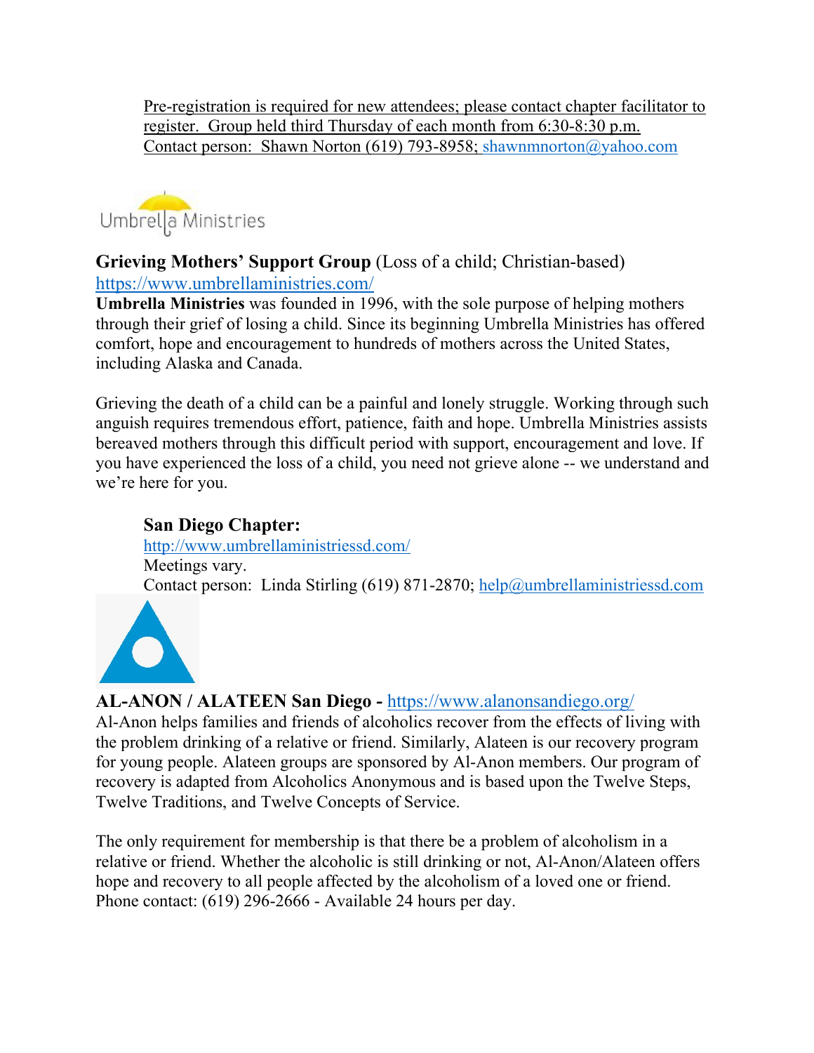Pre-registration is required for new attendees; please contact chapter facilitator to register. Group held third Thursday of each month from 6:30-8:30 p.m.
Contact person: Shawn Norton (619) 793-8958; shawnmnorton@yahoo.com

Umbrella Ministries

**Grieving Mothers' Support Group** (Loss of a child; Christian-based)
https://www.umbrellaministries.com/

**Umbrella Ministries** was founded in 1996, with the sole purpose of helping mothers through their grief of losing a child. Since its beginning Umbrella Ministries has offered comfort, hope and encouragement to hundreds of mothers across the United States, including Alaska and Canada.

Grieving the death of a child can be a painful and lonely struggle. Working through such anguish requires tremendous effort, patience, faith and hope. Umbrella Ministries assists bereaved mothers through this difficult period with support, encouragement and love. If you have experienced the loss of a child, you need not grieve alone -- we understand and we're here for you.

**San Diego Chapter:**
http://www.umbrellaministriessd.com/
Meetings vary.
Contact person: Linda Stirling (619) 871-2870; help@umbrellaministriessd.com

**AL-ANON / ALATEEN San Diego -** https://www.alanonsandiego.org/

Al-Anon helps families and friends of alcoholics recover from the effects of living with the problem drinking of a relative or friend. Similarly, Alateen is our recovery program for young people. Alateen groups are sponsored by Al-Anon members. Our program of recovery is adapted from Alcoholics Anonymous and is based upon the Twelve Steps, Twelve Traditions, and Twelve Concepts of Service.

The only requirement for membership is that there be a problem of alcoholism in a relative or friend. Whether the alcoholic is still drinking or not, Al-Anon/Alateen offers hope and recovery to all people affected by the alcoholism of a loved one or friend. Phone contact: (619) 296-2666 - Available 24 hours per day.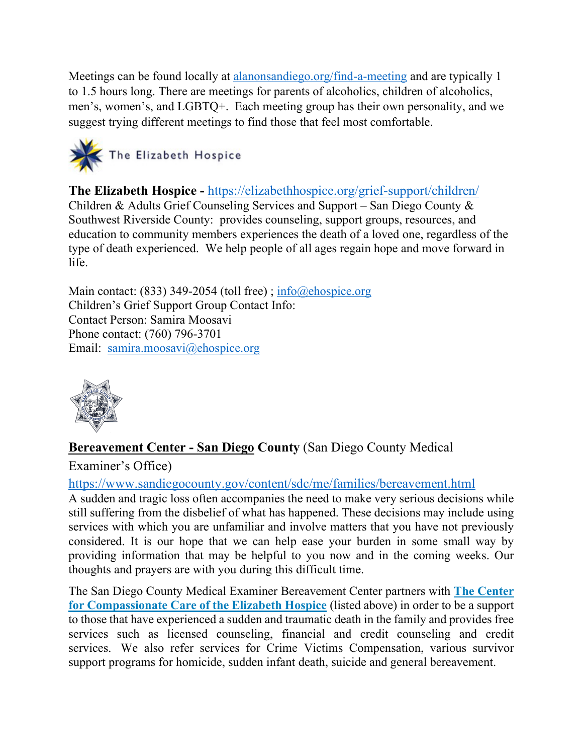Meetings can be found locally at alanonsandiego.org/find-a-meeting and are typically 1 to 1.5 hours long. There are meetings for parents of alcoholics, children of alcoholics, men's, women's, and LGBTQ+. Each meeting group has their own personality, and we suggest trying different meetings to find those that feel most comfortable.

The Elizabeth Hospice

**The Elizabeth Hospice -** https://elizabethhospice.org/grief-support/children/
Children & Adults Grief Counseling Services and Support – San Diego County & Southwest Riverside County: provides counseling, support groups, resources, and education to community members experiences the death of a loved one, regardless of the type of death experienced. We help people of all ages regain hope and move forward in life.

Main contact: (833) 349-2054 (toll free) ; info@ehospice.org
Children's Grief Support Group Contact Info:
Contact Person: Samira Moosavi
Phone contact: (760) 796-3701
Email: samira.moosavi@ehospice.org

**Bereavement Center - San Diego County** (San Diego County Medical Examiner's Office)
https://www.sandiegocounty.gov/content/sdc/me/families/bereavement.html
A sudden and tragic loss often accompanies the need to make very serious decisions while still suffering from the disbelief of what has happened. These decisions may include using services with which you are unfamiliar and involve matters that you have not previously considered. It is our hope that we can help ease your burden in some small way by providing information that may be helpful to you now and in the coming weeks. Our thoughts and prayers are with you during this difficult time.

The San Diego County Medical Examiner Bereavement Center partners with **The Center for Compassionate Care of the Elizabeth Hospice** (listed above) in order to be a support to those that have experienced a sudden and traumatic death in the family and provides free services such as licensed counseling, financial and credit counseling and credit services. We also refer services for Crime Victims Compensation, various survivor support programs for homicide, sudden infant death, suicide and general bereavement.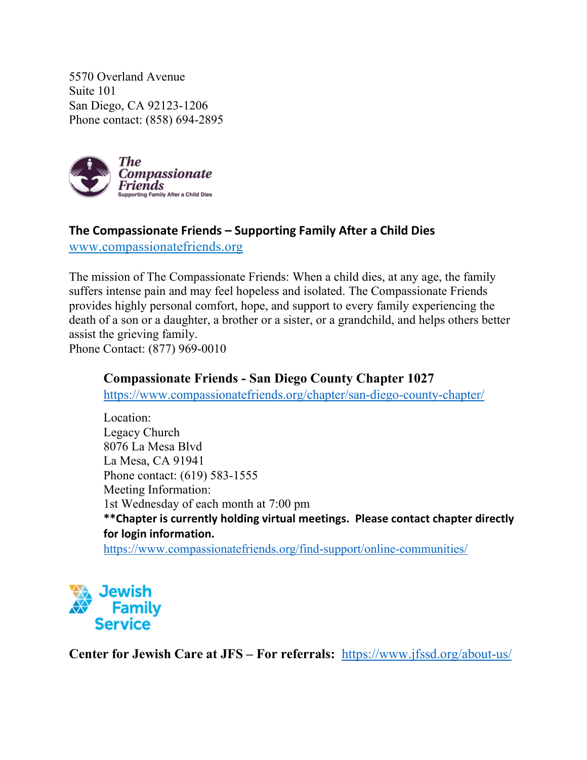5570 Overland Avenue
Suite 101
San Diego, CA 92123-1206
Phone contact: (858) 694-2895

**The Compassionate Friends – Supporting Family After a Child Dies**
www.compassionatefriends.org

The mission of The Compassionate Friends: When a child dies, at any age, the family suffers intense pain and may feel hopeless and isolated. The Compassionate Friends provides highly personal comfort, hope, and support to every family experiencing the death of a son or a daughter, a brother or a sister, or a grandchild, and helps others better assist the grieving family.
Phone Contact: (877) 969-0010

**Compassionate Friends - San Diego County Chapter 1027**
https://www.compassionatefriends.org/chapter/san-diego-county-chapter/

Location:
Legacy Church
8076 La Mesa Blvd
La Mesa, CA 91941
Phone contact: (619) 583-1555
Meeting Information:
1st Wednesday of each month at 7:00 pm
****Chapter is currently holding virtual meetings. Please contact chapter directly for login information.**
https://www.compassionatefriends.org/find-support/online-communities/

**Center for Jewish Care at JFS – For referrals:** https://www.jfssd.org/about-us/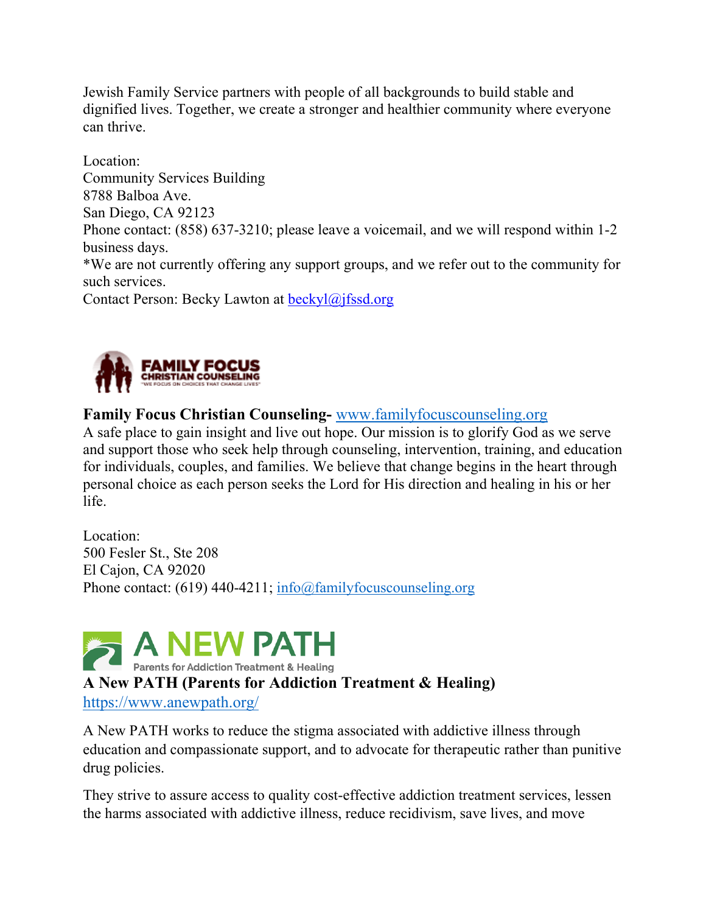Jewish Family Service partners with people of all backgrounds to build stable and dignified lives. Together, we create a stronger and healthier community where everyone can thrive.

Location:
Community Services Building
8788 Balboa Ave.
San Diego, CA 92123
Phone contact: (858) 637-3210; please leave a voicemail, and we will respond within 1-2 business days.
*We are not currently offering any support groups, and we refer out to the community for such services.
Contact Person: Becky Lawton at [beckyl@jfssd.org](mailto:beckyl@jfssd.org)

**Family Focus Christian Counseling-** [www.familyfocuscounseling.org](http://www.familyfocuscounseling.org)
A safe place to gain insight and live out hope. Our mission is to glorify God as we serve and support those who seek help through counseling, intervention, training, and education for individuals, couples, and families. We believe that change begins in the heart through personal choice as each person seeks the Lord for His direction and healing in his or her life.

Location:
500 Fesler St., Ste 208
El Cajon, CA 92020
Phone contact: (619) 440-4211; [info@familyfocuscounseling.org](mailto:info@familyfocuscounseling.org)

**A New PATH (Parents for Addiction Treatment & Healing)**
[https://www.anewpath.org/](https://www.anewpath.org/)

A New PATH works to reduce the stigma associated with addictive illness through education and compassionate support, and to advocate for therapeutic rather than punitive drug policies.

They strive to assure access to quality cost-effective addiction treatment services, lessen the harms associated with addictive illness, reduce recidivism, save lives, and move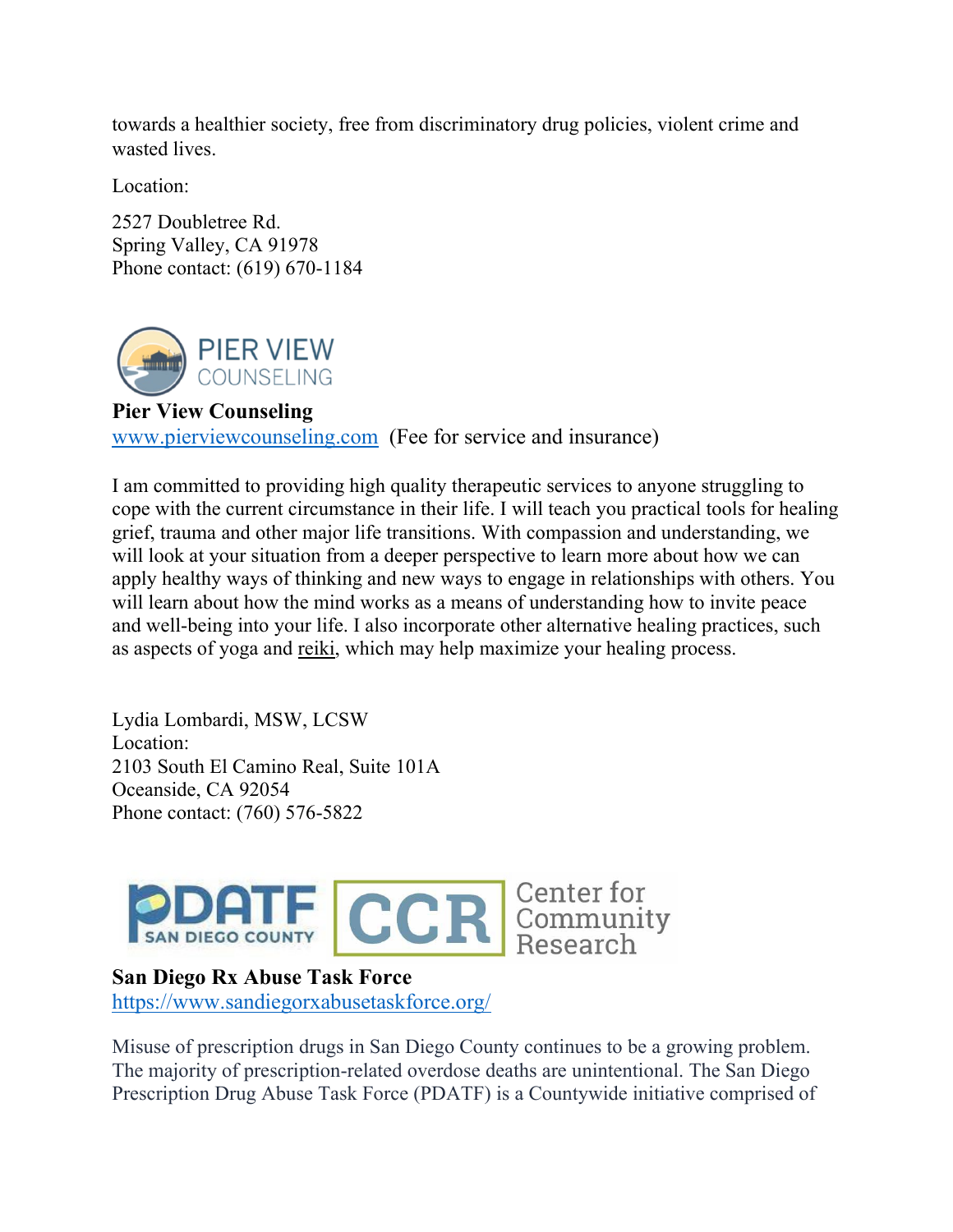towards a healthier society, free from discriminatory drug policies, violent crime and wasted lives.

Location:

2527 Doubletree Rd.
Spring Valley, CA 91978
Phone contact: (619) 670-1184

**Pier View Counseling**
www.pierviewcounseling.com (Fee for service and insurance)

I am committed to providing high quality therapeutic services to anyone struggling to cope with the current circumstance in their life. I will teach you practical tools for healing grief, trauma and other major life transitions. With compassion and understanding, we will look at your situation from a deeper perspective to learn more about how we can apply healthy ways of thinking and new ways to engage in relationships with others. You will learn about how the mind works as a means of understanding how to invite peace and well-being into your life. I also incorporate other alternative healing practices, such as aspects of yoga and reiki, which may help maximize your healing process.

Lydia Lombardi, MSW, LCSW
Location:
2103 South El Camino Real, Suite 101A
Oceanside, CA 92054
Phone contact: (760) 576-5822

**San Diego Rx Abuse Task Force**
https://www.sandiegorxabusetaskforce.org/

Misuse of prescription drugs in San Diego County continues to be a growing problem. The majority of prescription-related overdose deaths are unintentional. The San Diego Prescription Drug Abuse Task Force (PDATF) is a Countywide initiative comprised of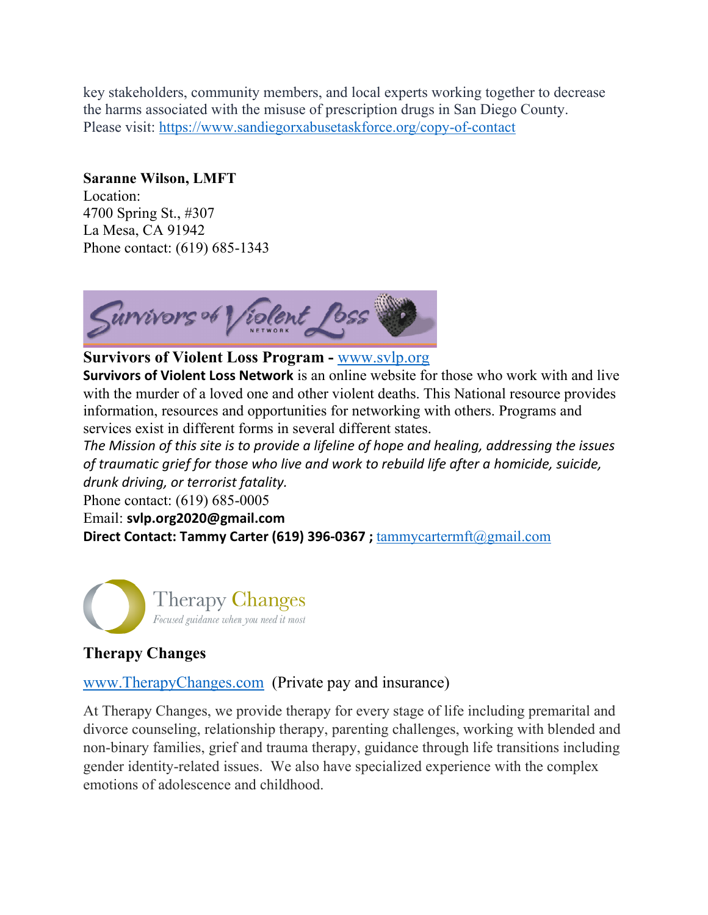key stakeholders, community members, and local experts working together to decrease the harms associated with the misuse of prescription drugs in San Diego County. Please visit: https://www.sandiegorxabusetaskforce.org/copy-of-contact

**Saranne Wilson, LMFT**
Location:
4700 Spring St., #307
La Mesa, CA 91942
Phone contact: (619) 685-1343

**Survivors of Violent Loss Program -** www.svlp.org

**Survivors of Violent Loss Network** is an online website for those who work with and live with the murder of a loved one and other violent deaths. This National resource provides information, resources and opportunities for networking with others. Programs and services exist in different forms in several different states.

*The Mission of this site is to provide a lifeline of hope and healing, addressing the issues of traumatic grief for those who live and work to rebuild life after a homicide, suicide, drunk driving, or terrorist fatality.*

Phone contact: (619) 685-0005
Email: **svlp.org2020@gmail.com**
**Direct Contact: Tammy Carter (619) 396-0367 ;** tammycartermft@gmail.com

**Therapy Changes**

www.TherapyChanges.com (Private pay and insurance)

At Therapy Changes, we provide therapy for every stage of life including premarital and divorce counseling, relationship therapy, parenting challenges, working with blended and non-binary families, grief and trauma therapy, guidance through life transitions including gender identity-related issues. We also have specialized experience with the complex emotions of adolescence and childhood.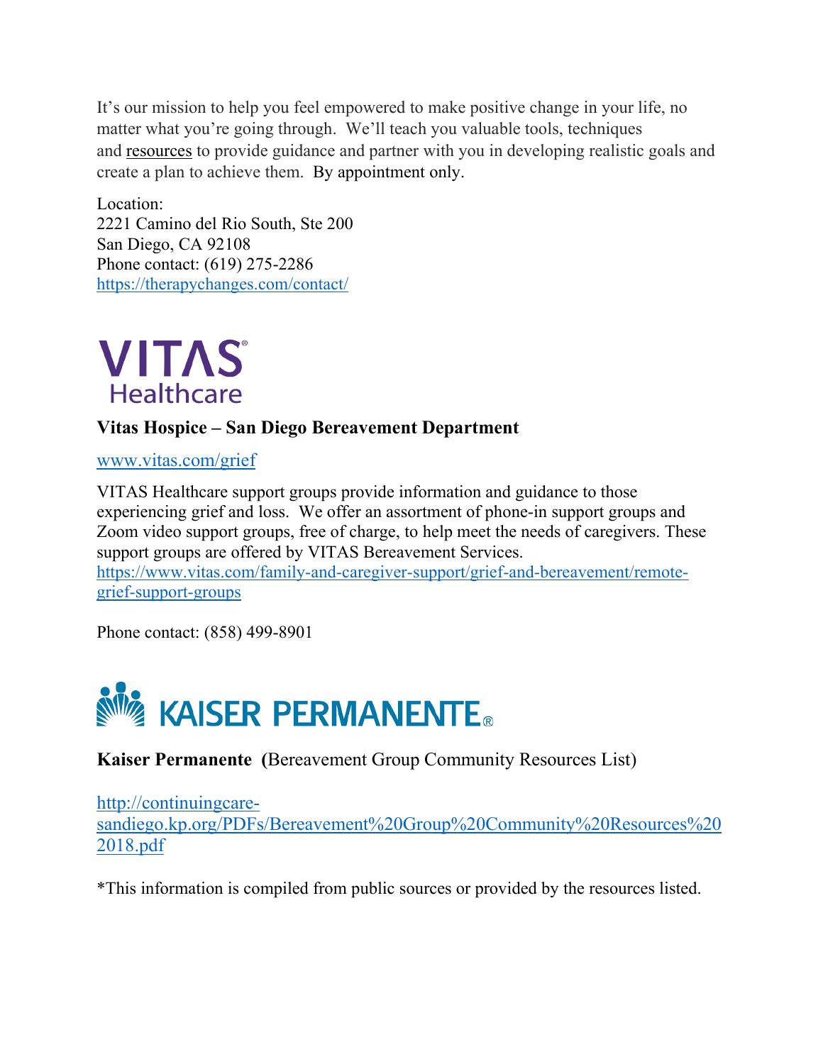It's our mission to help you feel empowered to make positive change in your life, no matter what you're going through. We'll teach you valuable tools, techniques and resources to provide guidance and partner with you in developing realistic goals and create a plan to achieve them. By appointment only.

Location:
2221 Camino del Rio South, Ste 200
San Diego, CA 92108
Phone contact: (619) 275-2286
https://therapychanges.com/contact/

VITAS Healthcare

**Vitas Hospice – San Diego Bereavement Department**

www.vitas.com/grief

VITAS Healthcare support groups provide information and guidance to those experiencing grief and loss. We offer an assortment of phone-in support groups and Zoom video support groups, free of charge, to help meet the needs of caregivers. These support groups are offered by VITAS Bereavement Services.
https://www.vitas.com/family-and-caregiver-support/grief-and-bereavement/remote-grief-support-groups

Phone contact: (858) 499-8901

KAISER PERMANENTE

**Kaiser Permanente** (Bereavement Group Community Resources List)

http://continuingcare-sandiego.kp.org/PDFs/Bereavement%20Group%20Community%20Resources%202018.pdf

*This information is compiled from public sources or provided by the resources listed.